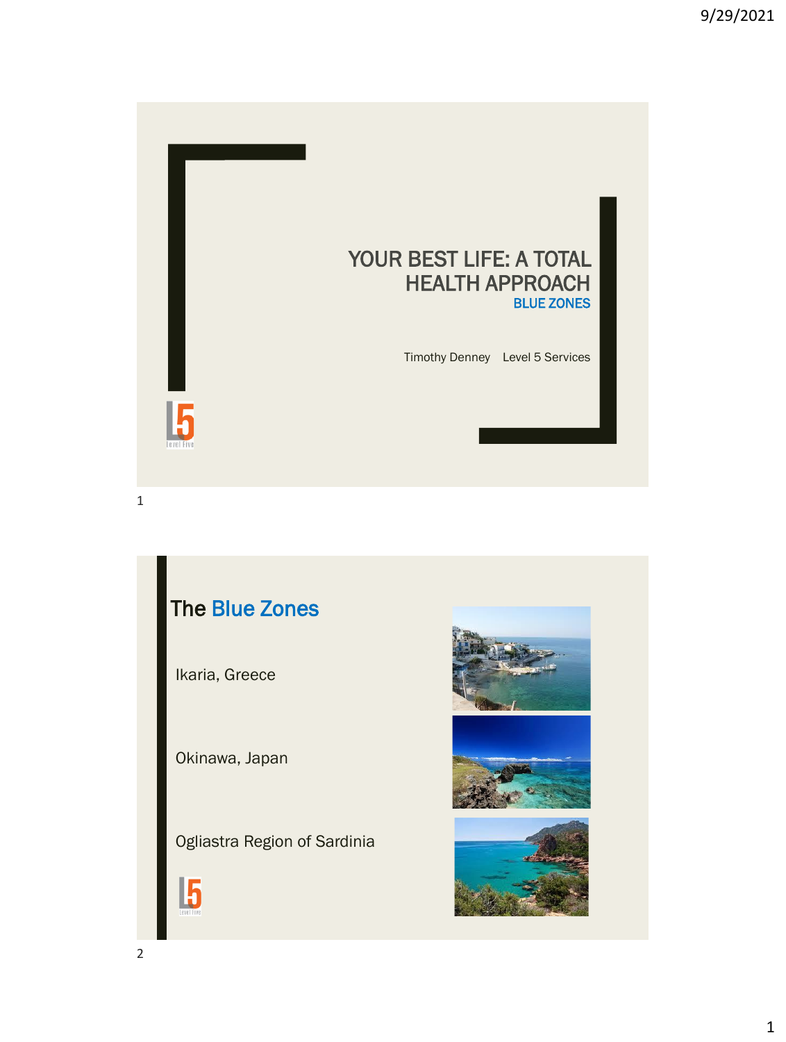# YOUR BEST LIFE: A TOTAL HEALTH APPROACH

## BLUE ZONES

Timothy Denney Level 5 Services

## The Blue Zones

Ikaria, Greece

Okinawa, Japan

Ogliastra Region of Sardinia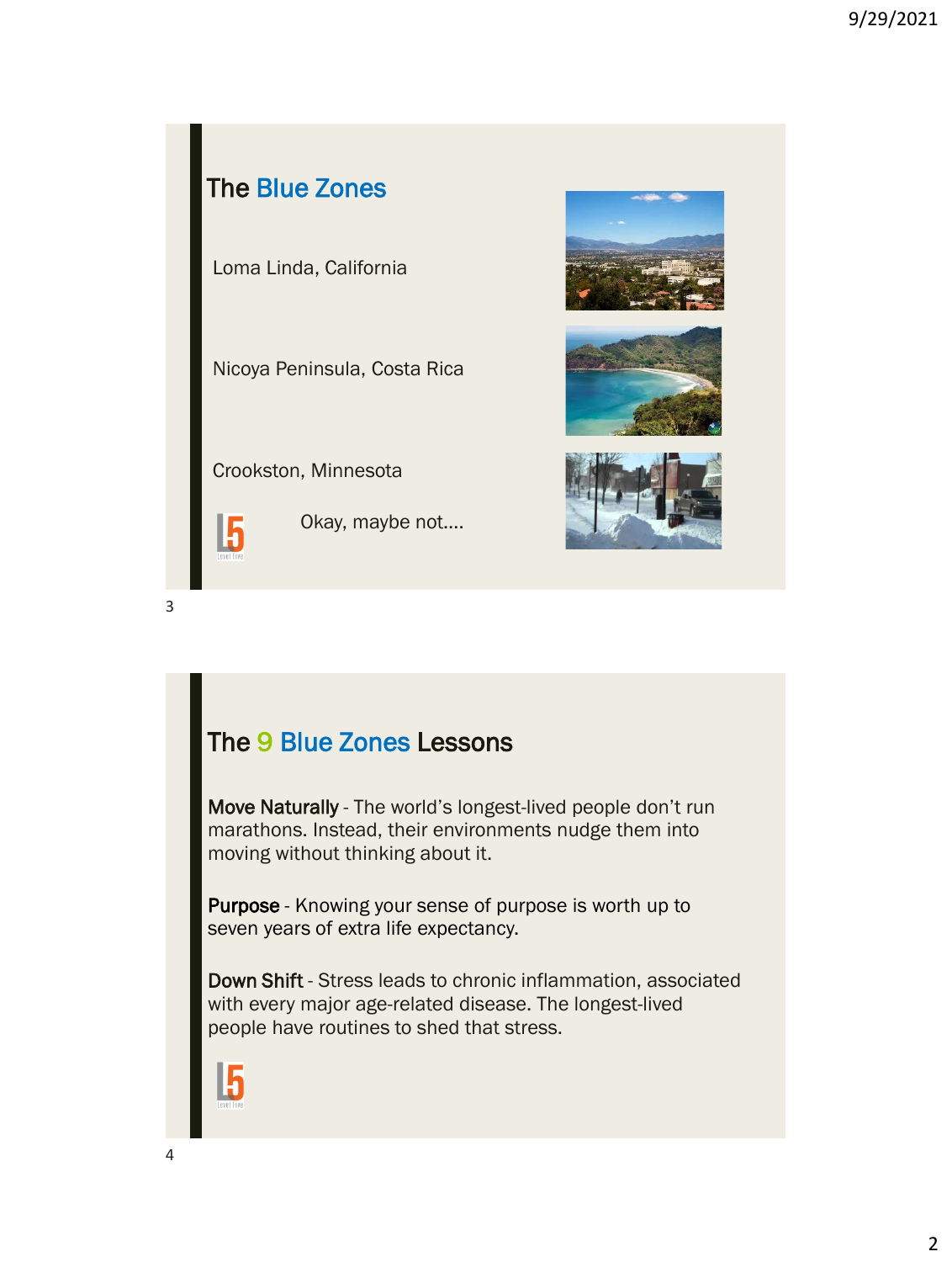## The Blue Zones

Loma Linda, California

Nicoya Peninsula, Costa Rica

Crookston, Minnesota

Okay, maybe not....

## The 9 Blue Zones Lessons

**Move Naturally** - The world's longest-lived people don't run marathons. Instead, their environments nudge them into moving without thinking about it.

**Purpose** - Knowing your sense of purpose is worth up to seven years of extra life expectancy.

**Down Shift** - Stress leads to chronic inflammation, associated with every major age-related disease. The longest-lived people have routines to shed that stress.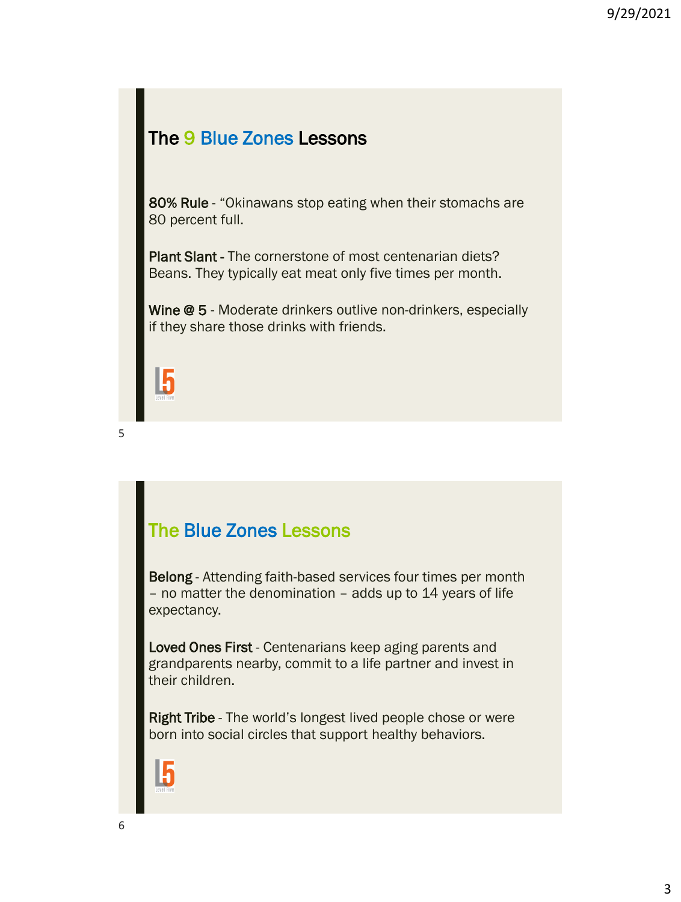## The 9 Blue Zones Lessons

**80% Rule** - “Okinawans stop eating when their stomachs are 80 percent full.

**Plant Slant -** The cornerstone of most centenarian diets? Beans. They typically eat meat only five times per month.

**Wine @ 5** - Moderate drinkers outlive non-drinkers, especially if they share those drinks with friends.

## The Blue Zones Lessons

**Belong** - Attending faith-based services four times per month – no matter the denomination – adds up to 14 years of life expectancy.

**Loved Ones First** - Centenarians keep aging parents and grandparents nearby, commit to a life partner and invest in their children.

**Right Tribe** - The world’s longest lived people chose or were born into social circles that support healthy behaviors.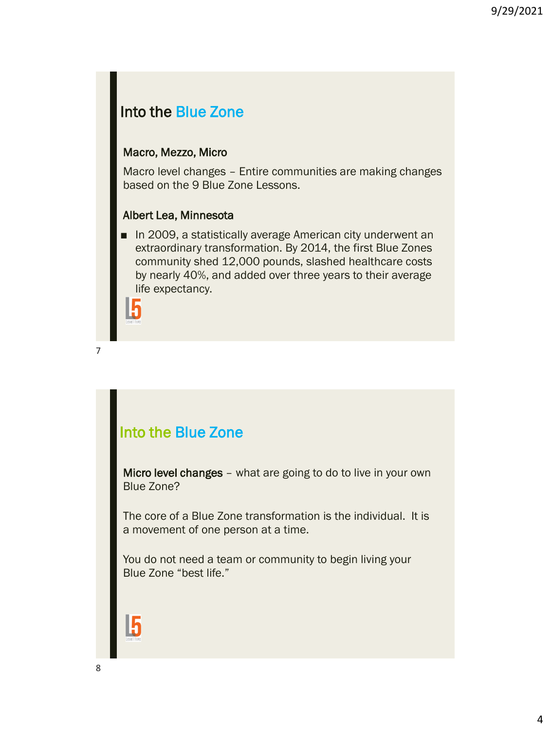## Into the Blue Zone

### Macro, Mezzo, Micro

Macro level changes – Entire communities are making changes based on the 9 Blue Zone Lessons.

### Albert Lea, Minnesota

- In 2009, a statistically average American city underwent an extraordinary transformation. By 2014, the first Blue Zones community shed 12,000 pounds, slashed healthcare costs by nearly 40%, and added over three years to their average life expectancy.

## Into the Blue Zone

**Micro level changes** – what are going to do to live in your own Blue Zone?

The core of a Blue Zone transformation is the individual. It is a movement of one person at a time.

You do not need a team or community to begin living your Blue Zone "best life."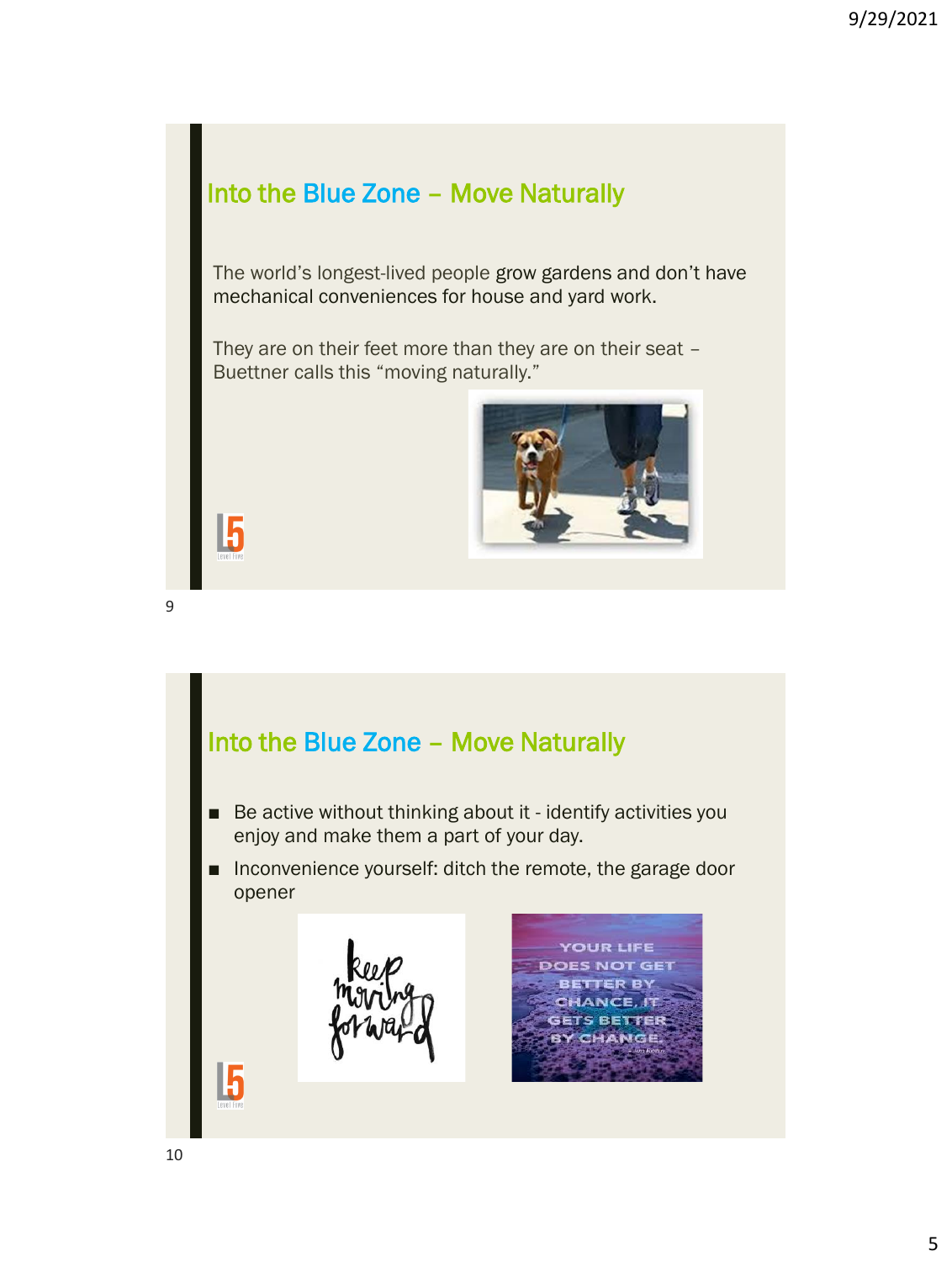## Into the Blue Zone – Move Naturally

The world's longest-lived people grow gardens and don't have mechanical conveniences for house and yard work.

They are on their feet more than they are on their seat – Buettner calls this "moving naturally."

## Into the Blue Zone – Move Naturally

- Be active without thinking about it - identify activities you enjoy and make them a part of your day.
- Inconvenience yourself: ditch the remote, the garage door opener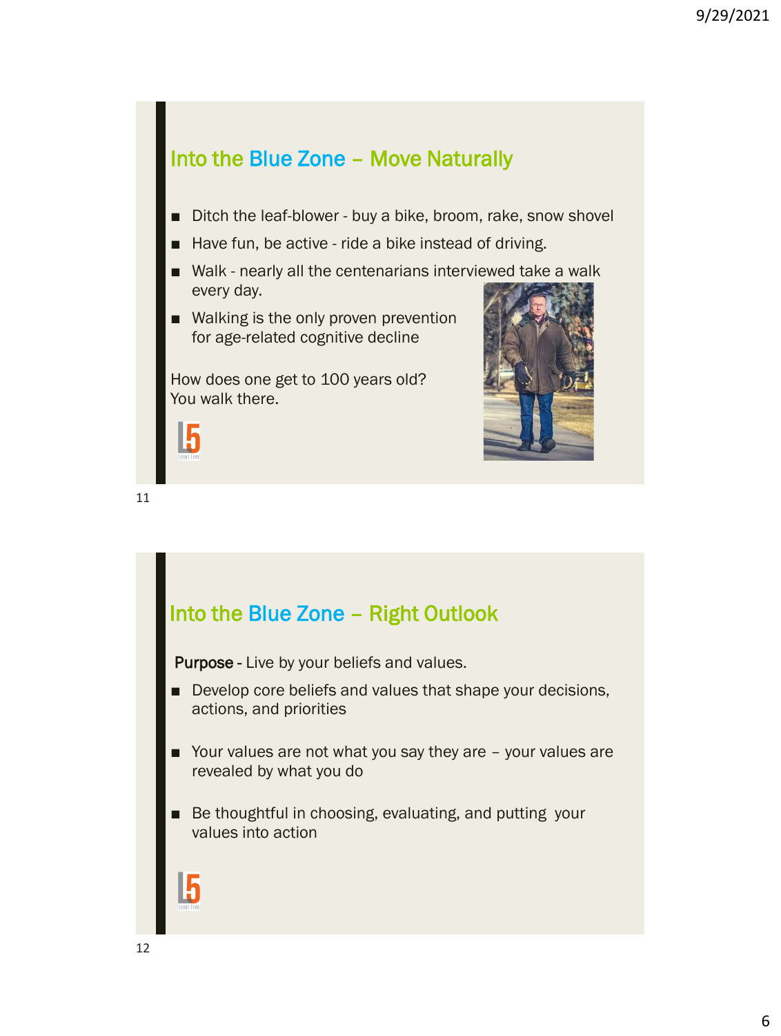## Into the Blue Zone – Move Naturally

- Ditch the leaf-blower - buy a bike, broom, rake, snow shovel
- Have fun, be active - ride a bike instead of driving.
- Walk - nearly all the centenarians interviewed take a walk every day.
- Walking is the only proven prevention for age-related cognitive decline

How does one get to 100 years old?
You walk there.

## Into the Blue Zone – Right Outlook

**Purpose** - Live by your beliefs and values.

- Develop core beliefs and values that shape your decisions, actions, and priorities
- Your values are not what you say they are – your values are revealed by what you do
- Be thoughtful in choosing, evaluating, and putting your values into action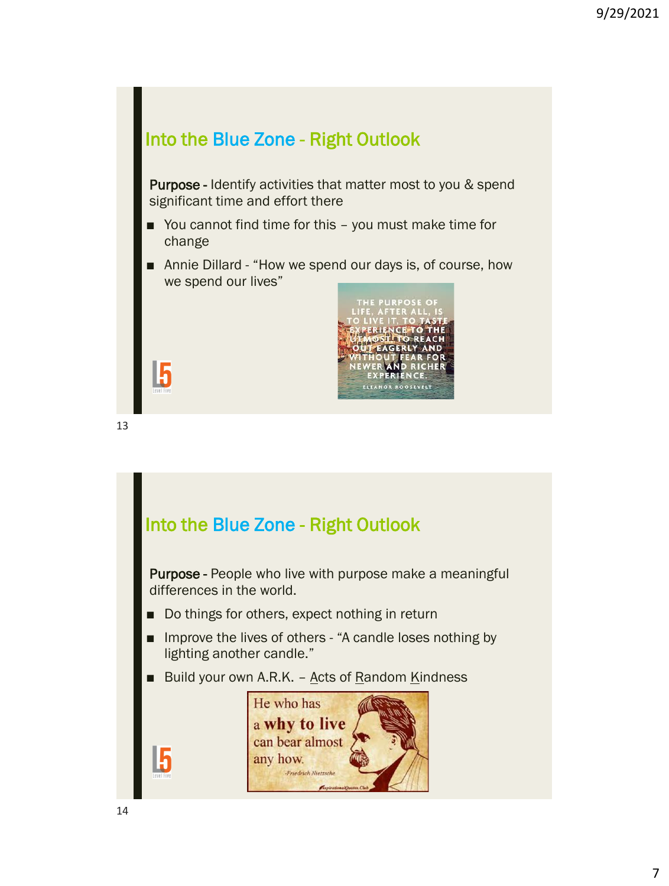## Into the Blue Zone - Right Outlook

**Purpose -** Identify activities that matter most to you & spend significant time and effort there

- You cannot find time for this – you must make time for change
- Annie Dillard - "How we spend our days is, of course, how we spend our lives"

THE PURPOSE OF LIFE, AFTER ALL, IS TO LIVE IT, TO TASTE EXPERIENCE TO THE UTMOST, TO REACH OUT EAGERLY AND WITHOUT FEAR FOR NEWER AND RICHER EXPERIENCE.
ELEANOR ROOSEVELT

## Into the Blue Zone - Right Outlook

**Purpose -** People who live with purpose make a meaningful differences in the world.

- Do things for others, expect nothing in return
- Improve the lives of others - "A candle loses nothing by lighting another candle."
- Build your own A.R.K. – Acts of Random Kindness

He who has a **why to live** can bear almost any how.
-Friedrich Nietzsche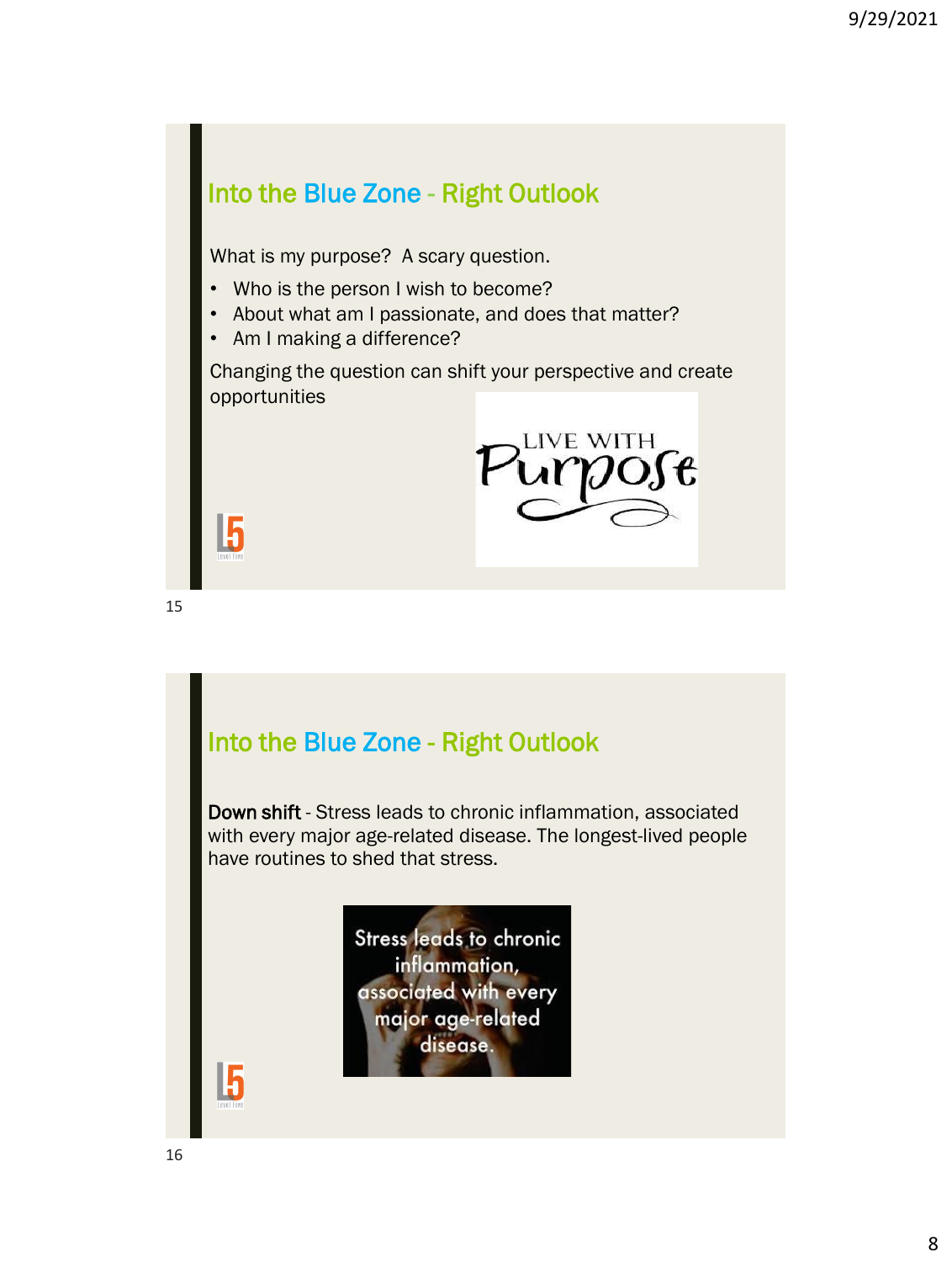## Into the Blue Zone - Right Outlook

What is my purpose? A scary question.

- Who is the person I wish to become?
- About what am I passionate, and does that matter?
- Am I making a difference?

Changing the question can shift your perspective and create opportunities

LIVE WITH Purpose

## Into the Blue Zone - Right Outlook

**Down shift** - Stress leads to chronic inflammation, associated with every major age-related disease. The longest-lived people have routines to shed that stress.

Stress leads to chronic inflammation, associated with every major age-related disease.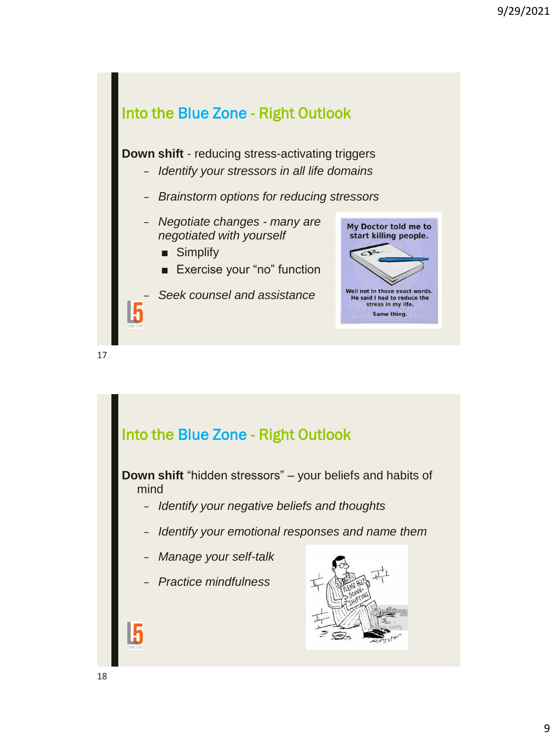## Into the Blue Zone - Right Outlook

**Down shift** - reducing stress-activating triggers

- *Identify your stressors in all life domains*
- *Brainstorm options for reducing stressors*
- *Negotiate changes - many are negotiated with yourself*
  - Simplify
  - Exercise your "no" function
- *Seek counsel and assistance*

## Into the Blue Zone - Right Outlook

**Down shift** "hidden stressors" – your beliefs and habits of mind

- *Identify your negative beliefs and thoughts*
- *Identify your emotional responses and name them*
- *Manage your self-talk*
- *Practice mindfulness*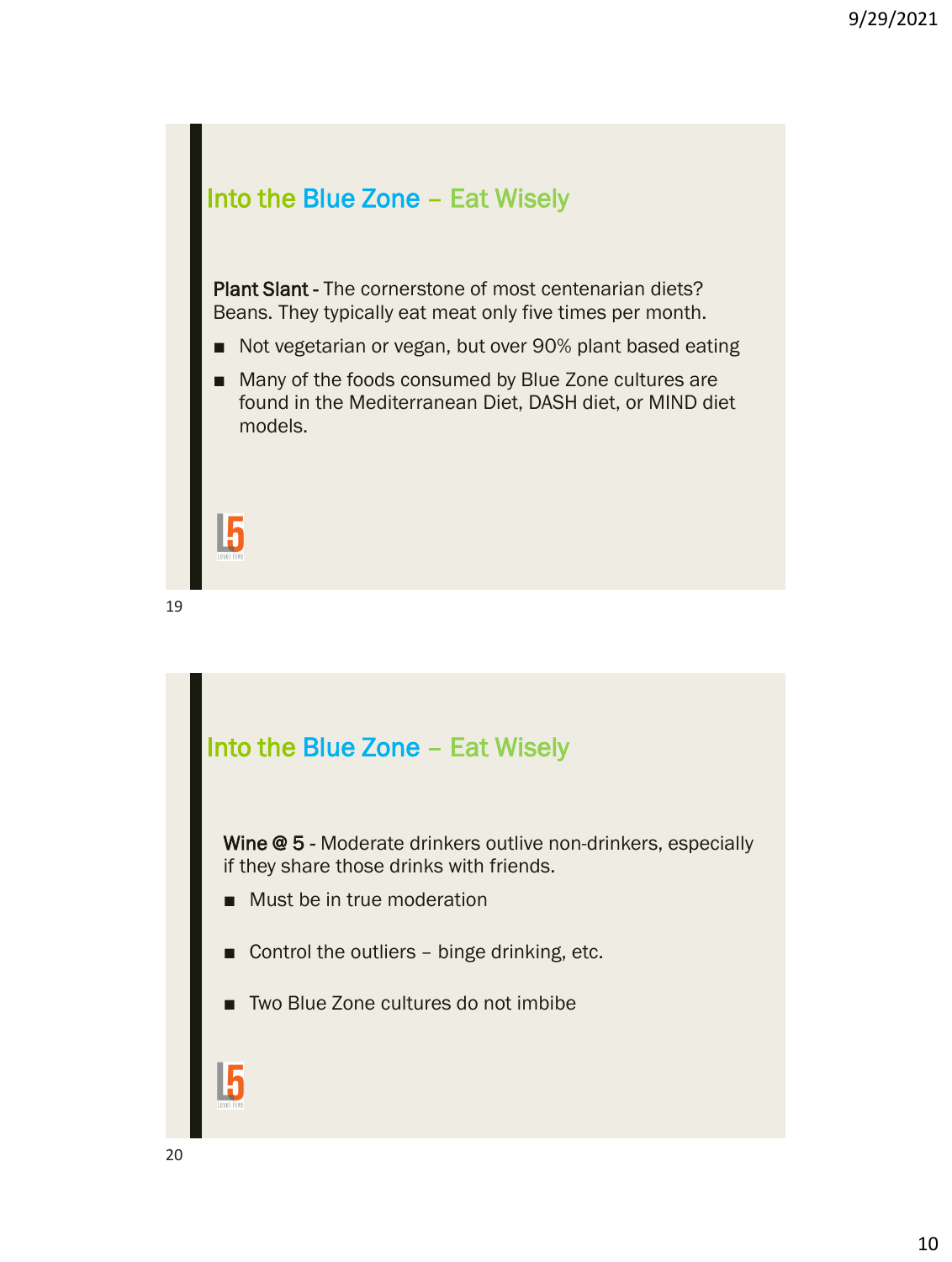## Into the Blue Zone – Eat Wisely

**Plant Slant** - The cornerstone of most centenarian diets? Beans. They typically eat meat only five times per month.

- Not vegetarian or vegan, but over 90% plant based eating
- Many of the foods consumed by Blue Zone cultures are found in the Mediterranean Diet, DASH diet, or MIND diet models.

## Into the Blue Zone – Eat Wisely

**Wine @ 5** - Moderate drinkers outlive non-drinkers, especially if they share those drinks with friends.

- Must be in true moderation
- Control the outliers – binge drinking, etc.
- Two Blue Zone cultures do not imbibe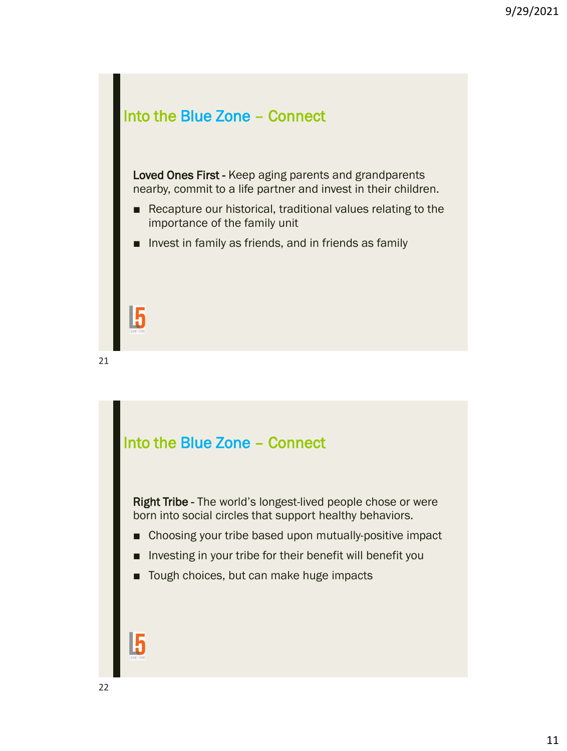## Into the Blue Zone – Connect

**Loved Ones First** - Keep aging parents and grandparents nearby, commit to a life partner and invest in their children.

- Recapture our historical, traditional values relating to the importance of the family unit
- Invest in family as friends, and in friends as family

## Into the Blue Zone – Connect

**Right Tribe** - The world's longest-lived people chose or were born into social circles that support healthy behaviors.

- Choosing your tribe based upon mutually-positive impact
- Investing in your tribe for their benefit will benefit you
- Tough choices, but can make huge impacts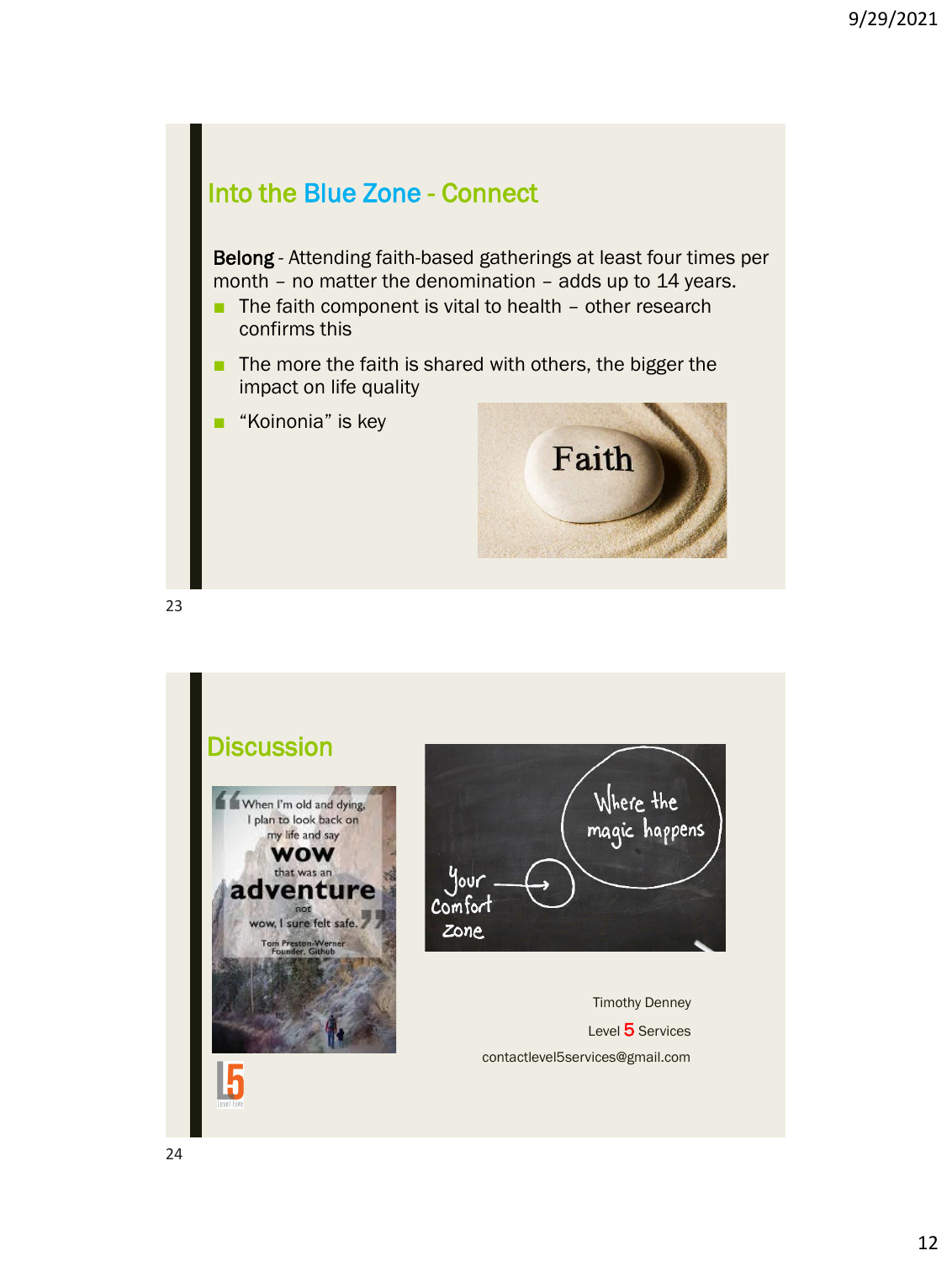## Into the Blue Zone - Connect

**Belong** - Attending faith-based gatherings at least four times per month – no matter the denomination – adds up to 14 years.

- The faith component is vital to health – other research confirms this
- The more the faith is shared with others, the bigger the impact on life quality
- "Koinonia" is key

## Discussion

Timothy Denney

Level 5 Services

contactlevel5services@gmail.com